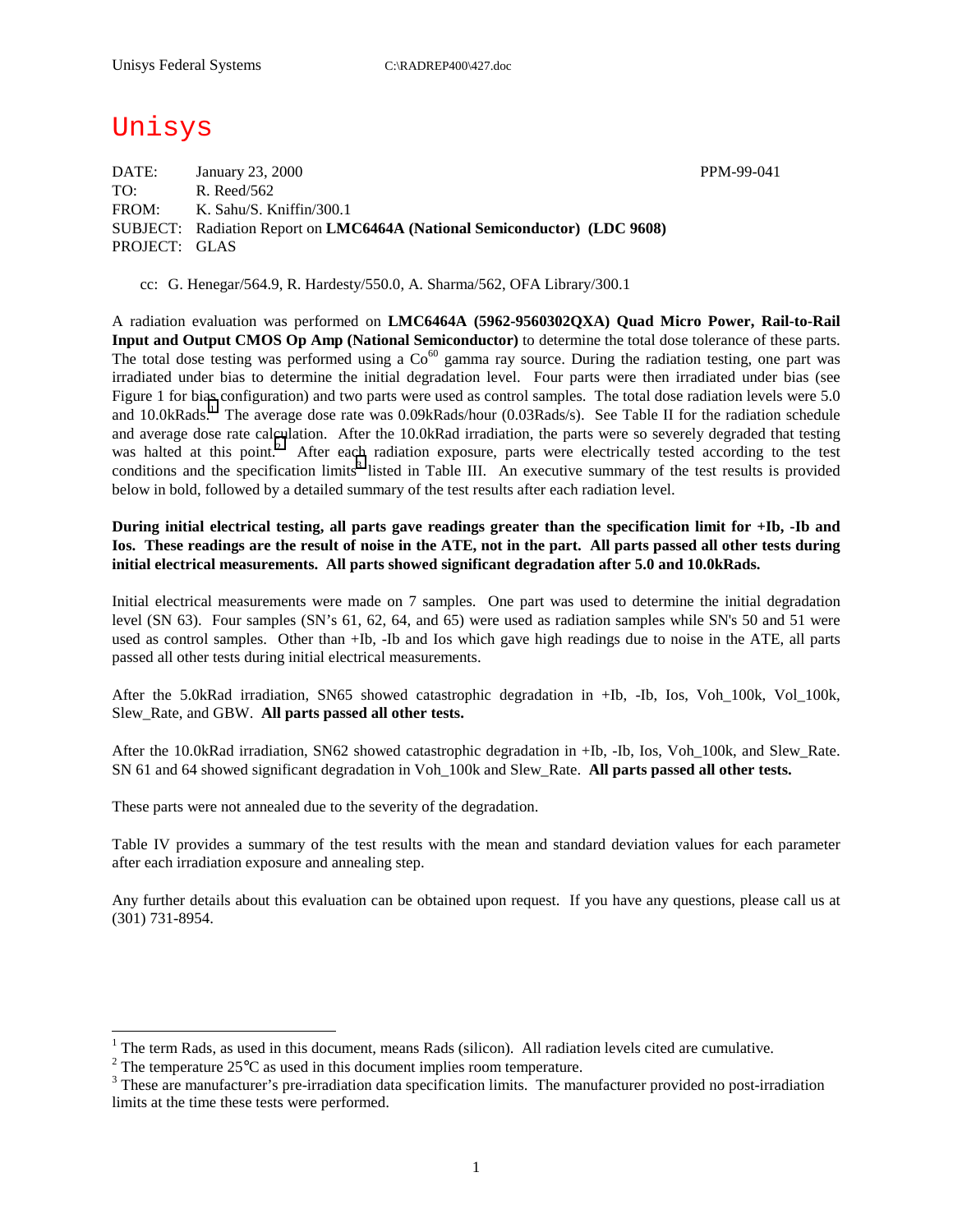Unisys Federal Systems C:\RADREP400\427.doc

# Unisys

DATE: January 23, 2000 PPM-99-041
TO: R. Reed/562
FROM: K. Sahu/S. Kniffin/300.1
SUBJECT: Radiation Report on **LMC6464A (National Semiconductor) (LDC 9608)**
PROJECT: GLAS

cc: G. Henegar/564.9, R. Hardesty/550.0, A. Sharma/562, OFA Library/300.1

A radiation evaluation was performed on **LMC6464A (5962-9560302QXA) Quad Micro Power, Rail-to-Rail Input and Output CMOS Op Amp (National Semiconductor)** to determine the total dose tolerance of these parts. The total dose testing was performed using a $Co^{60}$ gamma ray source. During the radiation testing, one part was irradiated under bias to determine the initial degradation level. Four parts were then irradiated under bias (see Figure 1 for bias configuration) and two parts were used as control samples. The total dose radiation levels were 5.0 and 10.0kRads.[1] The average dose rate was 0.09kRads/hour (0.03Rads/s). See Table II for the radiation schedule and average dose rate calculation. After the 10.0kRad irradiation, the parts were so severely degraded that testing was halted at this point.[2] After each radiation exposure, parts were electrically tested according to the test conditions and the specification limits[3] listed in Table III. An executive summary of the test results is provided below in bold, followed by a detailed summary of the test results after each radiation level.

**During initial electrical testing, all parts gave readings greater than the specification limit for +Ib, -Ib and Ios. These readings are the result of noise in the ATE, not in the part. All parts passed all other tests during initial electrical measurements. All parts showed significant degradation after 5.0 and 10.0kRads.**

Initial electrical measurements were made on 7 samples. One part was used to determine the initial degradation level (SN 63). Four samples (SN's 61, 62, 64, and 65) were used as radiation samples while SN's 50 and 51 were used as control samples. Other than +Ib, -Ib and Ios which gave high readings due to noise in the ATE, all parts passed all other tests during initial electrical measurements.

After the 5.0kRad irradiation, SN65 showed catastrophic degradation in +Ib, -Ib, Ios, Voh_100k, Vol_100k, Slew_Rate, and GBW. **All parts passed all other tests.**

After the 10.0kRad irradiation, SN62 showed catastrophic degradation in +Ib, -Ib, Ios, Voh_100k, and Slew_Rate. SN 61 and 64 showed significant degradation in Voh_100k and Slew_Rate. **All parts passed all other tests.**

These parts were not annealed due to the severity of the degradation.

Table IV provides a summary of the test results with the mean and standard deviation values for each parameter after each irradiation exposure and annealing step.

Any further details about this evaluation can be obtained upon request. If you have any questions, please call us at (301) 731-8954.

---

[1] The term Rads, as used in this document, means Rads (silicon). All radiation levels cited are cumulative.

[2] The temperature 25°C as used in this document implies room temperature.

[3] These are manufacturer's pre-irradiation data specification limits. The manufacturer provided no post-irradiation limits at the time these tests were performed.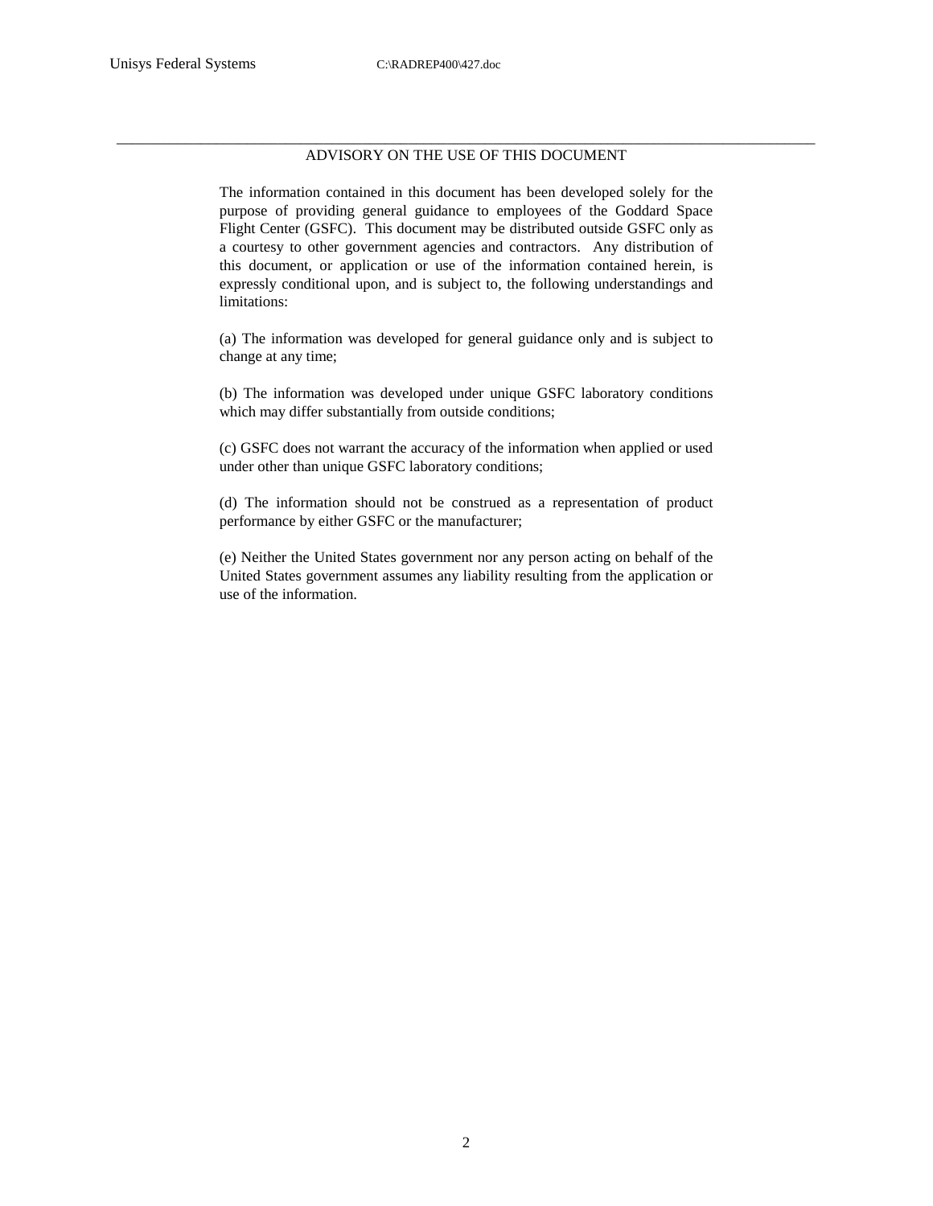## ADVISORY ON THE USE OF THIS DOCUMENT

The information contained in this document has been developed solely for the purpose of providing general guidance to employees of the Goddard Space Flight Center (GSFC). This document may be distributed outside GSFC only as a courtesy to other government agencies and contractors. Any distribution of this document, or application or use of the information contained herein, is expressly conditional upon, and is subject to, the following understandings and limitations:

(a) The information was developed for general guidance only and is subject to change at any time;

(b) The information was developed under unique GSFC laboratory conditions which may differ substantially from outside conditions;

(c) GSFC does not warrant the accuracy of the information when applied or used under other than unique GSFC laboratory conditions;

(d) The information should not be construed as a representation of product performance by either GSFC or the manufacturer;

(e) Neither the United States government nor any person acting on behalf of the United States government assumes any liability resulting from the application or use of the information.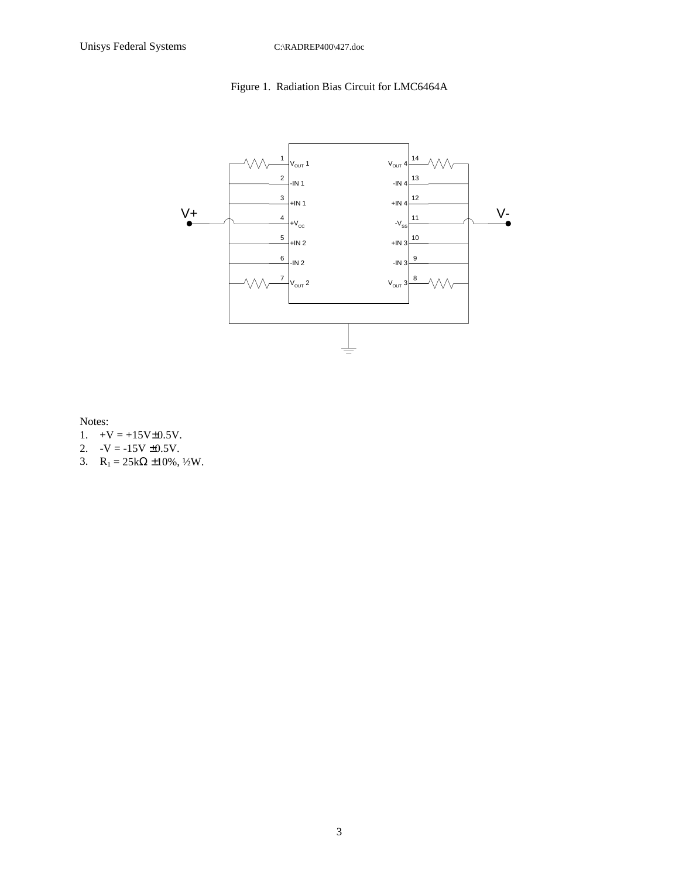Figure 1. Radiation Bias Circuit for LMC6464A

Notes:

1. +V = +15V±0.5V.
2. -V = -15V ±0.5V.
3. $R_1$ = 25kΩ ±10%, ½W.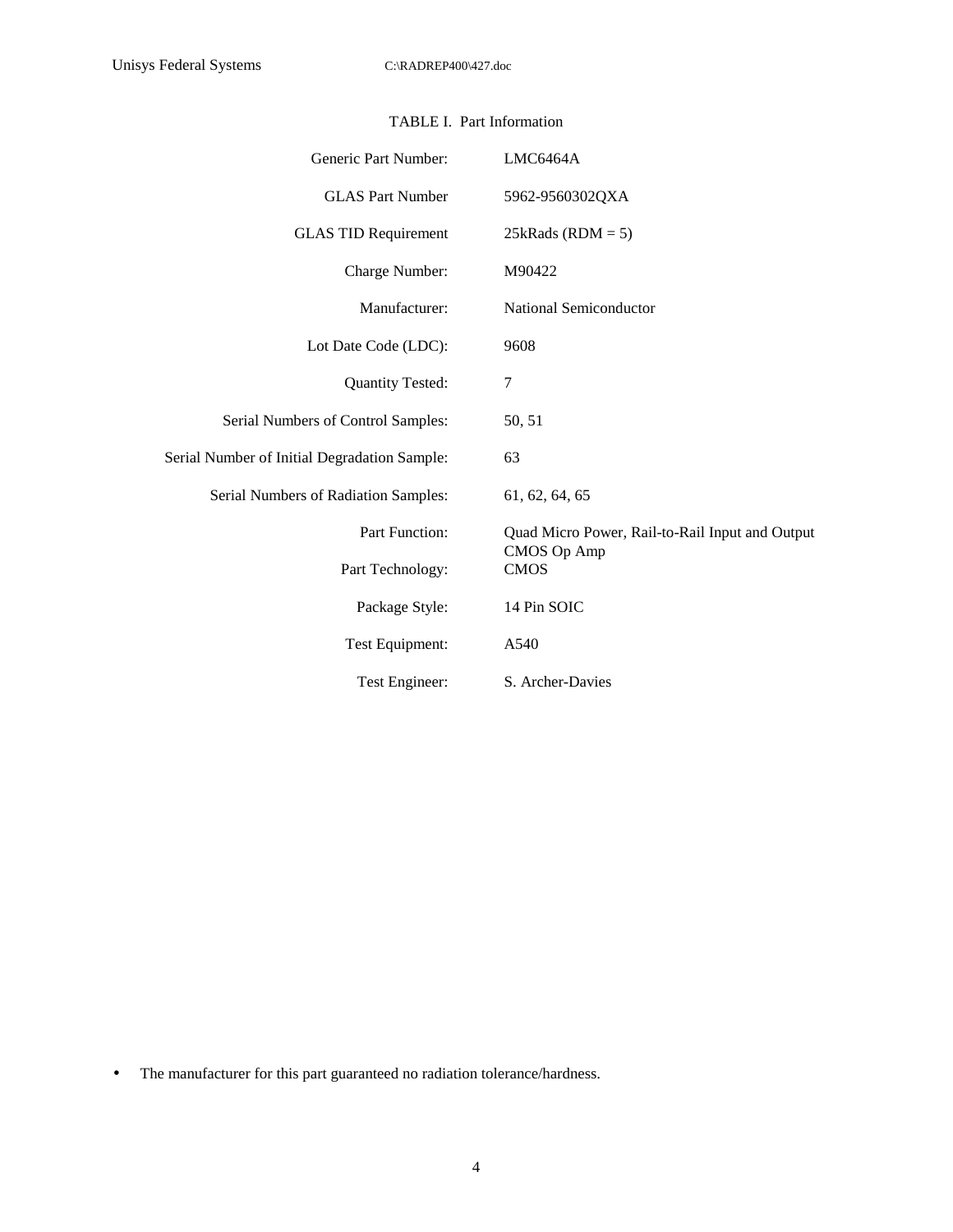TABLE I. Part Information

| | |
|---|---|
| Generic Part Number: | LMC6464A |
| GLAS Part Number | 5962-9560302QXA |
| GLAS TID Requirement | 25kRads (RDM = 5) |
| Charge Number: | M90422 |
| Manufacturer: | National Semiconductor |
| Lot Date Code (LDC): | 9608 |
| Quantity Tested: | 7 |
| Serial Numbers of Control Samples: | 50, 51 |
| Serial Number of Initial Degradation Sample: | 63 |
| Serial Numbers of Radiation Samples: | 61, 62, 64, 65 |
| Part Function: | Quad Micro Power, Rail-to-Rail Input and Output CMOS Op Amp |
| Part Technology: | CMOS |
| Package Style: | 14 Pin SOIC |
| Test Equipment: | A540 |
| Test Engineer: | S. Archer-Davies |

- The manufacturer for this part guaranteed no radiation tolerance/hardness.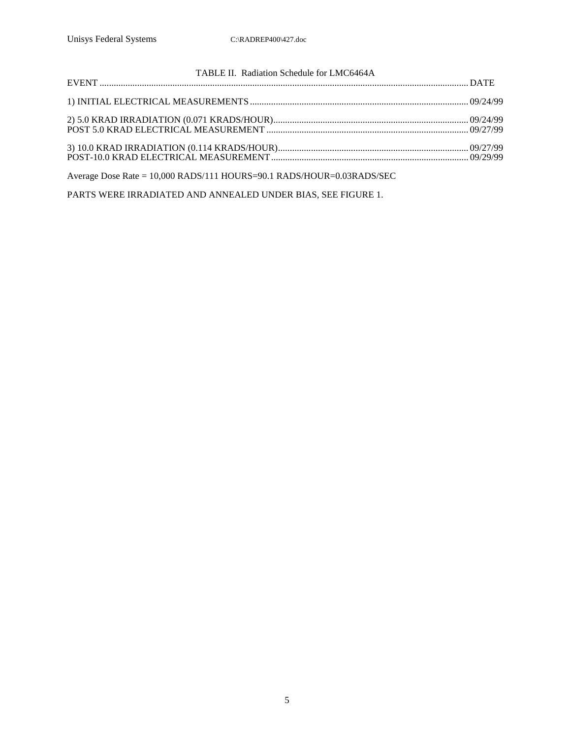TABLE II. Radiation Schedule for LMC6464A

| EVENT | DATE |
| --- | --- |
| 1) INITIAL ELECTRICAL MEASUREMENTS | 09/24/99 |
| 2) 5.0 KRAD IRRADIATION (0.071 KRADS/HOUR) | 09/24/99 |
| POST 5.0 KRAD ELECTRICAL MEASUREMENT | 09/27/99 |
| 3) 10.0 KRAD IRRADIATION (0.114 KRADS/HOUR) | 09/27/99 |
| POST-10.0 KRAD ELECTRICAL MEASUREMENT | 09/29/99 |

Average Dose Rate = 10,000 RADS/111 HOURS=90.1 RADS/HOUR=0.03RADS/SEC

PARTS WERE IRRADIATED AND ANNEALED UNDER BIAS, SEE FIGURE 1.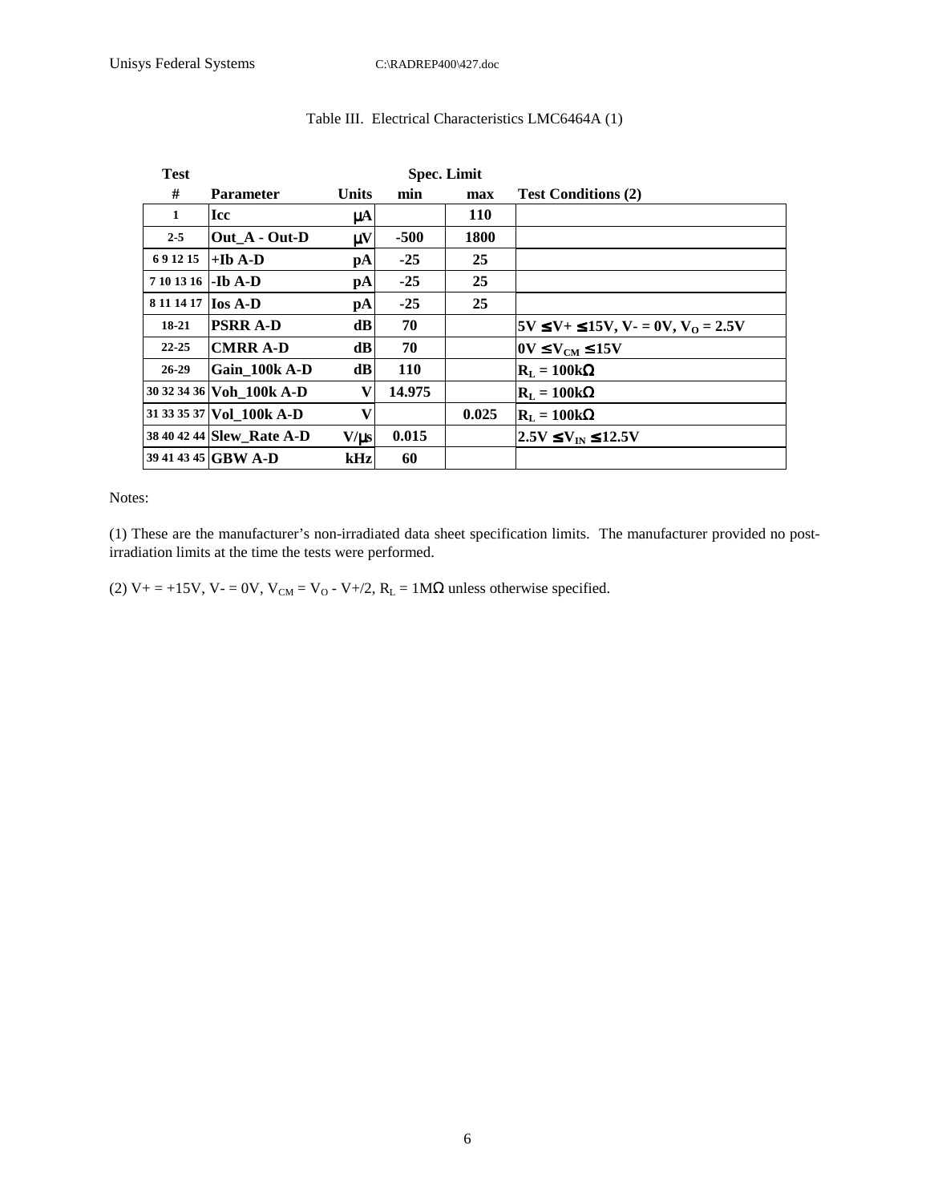Table III. Electrical Characteristics LMC6464A (1)

| Test # | Parameter | Units | Spec. Limit min | Spec. Limit max | Test Conditions (2) |
|---|---|---|---|---|---|
| 1 | Icc | µA | | 110 | |
| 2-5 | Out_A - Out-D | µV | -500 | 1800 | |
| 6 9 12 15 | +Ib A-D | pA | -25 | 25 | |
| 7 10 13 16 | -Ib A-D | pA | -25 | 25 | |
| 8 11 14 17 | Ios A-D | pA | -25 | 25 | |
| 18-21 | PSRR A-D | dB | 70 | | $5V \leq V+ \leq 15V$, $V- = 0V$, $V_O = 2.5V$ |
| 22-25 | CMRR A-D | dB | 70 | | $0V \leq V_{CM} \leq 15V$ |
| 26-29 | Gain_100k A-D | dB | 110 | | $R_L = 100k\Omega$ |
| 30 32 34 36 | Voh_100k A-D | V | 14.975 | | $R_L = 100k\Omega$ |
| 31 33 35 37 | Vol_100k A-D | V | | 0.025 | $R_L = 100k\Omega$ |
| 38 40 42 44 | Slew_Rate A-D | V/µs | 0.015 | | $2.5V \leq V_{IN} \leq 12.5V$ |
| 39 41 43 45 | GBW A-D | kHz | 60 | | |

Notes:

(1) These are the manufacturer's non-irradiated data sheet specification limits. The manufacturer provided no post-irradiation limits at the time the tests were performed.

(2) $V+ = +15V$, $V- = 0V$, $V_{CM} = V_O - V+/2$, $R_L = 1M\Omega$ unless otherwise specified.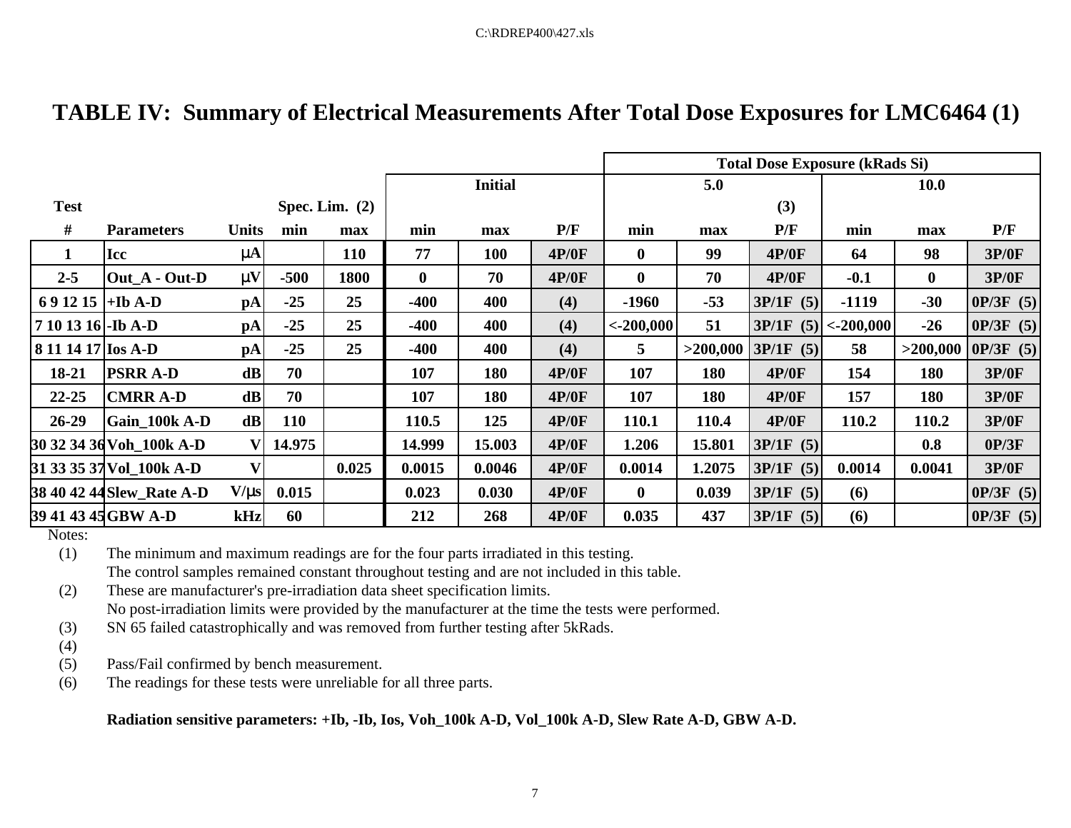C:\RDREP400\427.xls

# TABLE IV: Summary of Electrical Measurements After Total Dose Exposures for LMC6464 (1)

| | | | | | | | | Total Dose Exposure (kRads Si) | | | | | |
|---|---|---|---|---|---|---|---|---|---|---|---|---|---|
| | | | | | Initial | | | 5.0 | | | 10.0 | | |
| Test | | | Spec. Lim. (2) | | | | | | | (3) | | | |
| # | Parameters | Units | min | max | min | max | P/F | min | max | P/F | min | max | P/F |
| 1 | Icc | μA | | 110 | 77 | 100 | 4P/0F | 0 | 99 | 4P/0F | 64 | 98 | 3P/0F |
| 2-5 | Out_A - Out-D | μV | -500 | 1800 | 0 | 70 | 4P/0F | 0 | 70 | 4P/0F | -0.1 | 0 | 3P/0F |
| 6 9 12 15 | +Ib A-D | pA | -25 | 25 | -400 | 400 | (4) | -1960 | -53 | 3P/1F (5) | -1119 | -30 | 0P/3F (5) |
| 7 10 13 16 | -Ib A-D | pA | -25 | 25 | -400 | 400 | (4) | <-200,000 | 51 | 3P/1F (5) | <-200,000 | -26 | 0P/3F (5) |
| 8 11 14 17 | Ios A-D | pA | -25 | 25 | -400 | 400 | (4) | 5 | >200,000 | 3P/1F (5) | 58 | >200,000 | 0P/3F (5) |
| 18-21 | PSRR A-D | dB | 70 | | 107 | 180 | 4P/0F | 107 | 180 | 4P/0F | 154 | 180 | 3P/0F |
| 22-25 | CMRR A-D | dB | 70 | | 107 | 180 | 4P/0F | 107 | 180 | 4P/0F | 157 | 180 | 3P/0F |
| 26-29 | Gain_100k A-D | dB | 110 | | 110.5 | 125 | 4P/0F | 110.1 | 110.4 | 4P/0F | 110.2 | 110.2 | 3P/0F |
| 30 32 34 36 | Voh_100k A-D | V | 14.975 | | 14.999 | 15.003 | 4P/0F | 1.206 | 15.801 | 3P/1F (5) | | 0.8 | 0P/3F |
| 31 33 35 37 | Vol_100k A-D | V | | 0.025 | 0.0015 | 0.0046 | 4P/0F | 0.0014 | 1.2075 | 3P/1F (5) | 0.0014 | 0.0041 | 3P/0F |
| 38 40 42 44 | Slew_Rate A-D | V/μs | 0.015 | | 0.023 | 0.030 | 4P/0F | 0 | 0.039 | 3P/1F (5) | (6) | | 0P/3F (5) |
| 39 41 43 45 | GBW A-D | kHz | 60 | | 212 | 268 | 4P/0F | 0.035 | 437 | 3P/1F (5) | (6) | | 0P/3F (5) |

Notes:

(1) The minimum and maximum readings are for the four parts irradiated in this testing.
The control samples remained constant throughout testing and are not included in this table.

(2) These are manufacturer's pre-irradiation data sheet specification limits.
No post-irradiation limits were provided by the manufacturer at the time the tests were performed.

(3) SN 65 failed catastrophically and was removed from further testing after 5kRads.

(4)

(5) Pass/Fail confirmed by bench measurement.

(6) The readings for these tests were unreliable for all three parts.

**Radiation sensitive parameters: +Ib, -Ib, Ios, Voh_100k A-D, Vol_100k A-D, Slew Rate A-D, GBW A-D.**